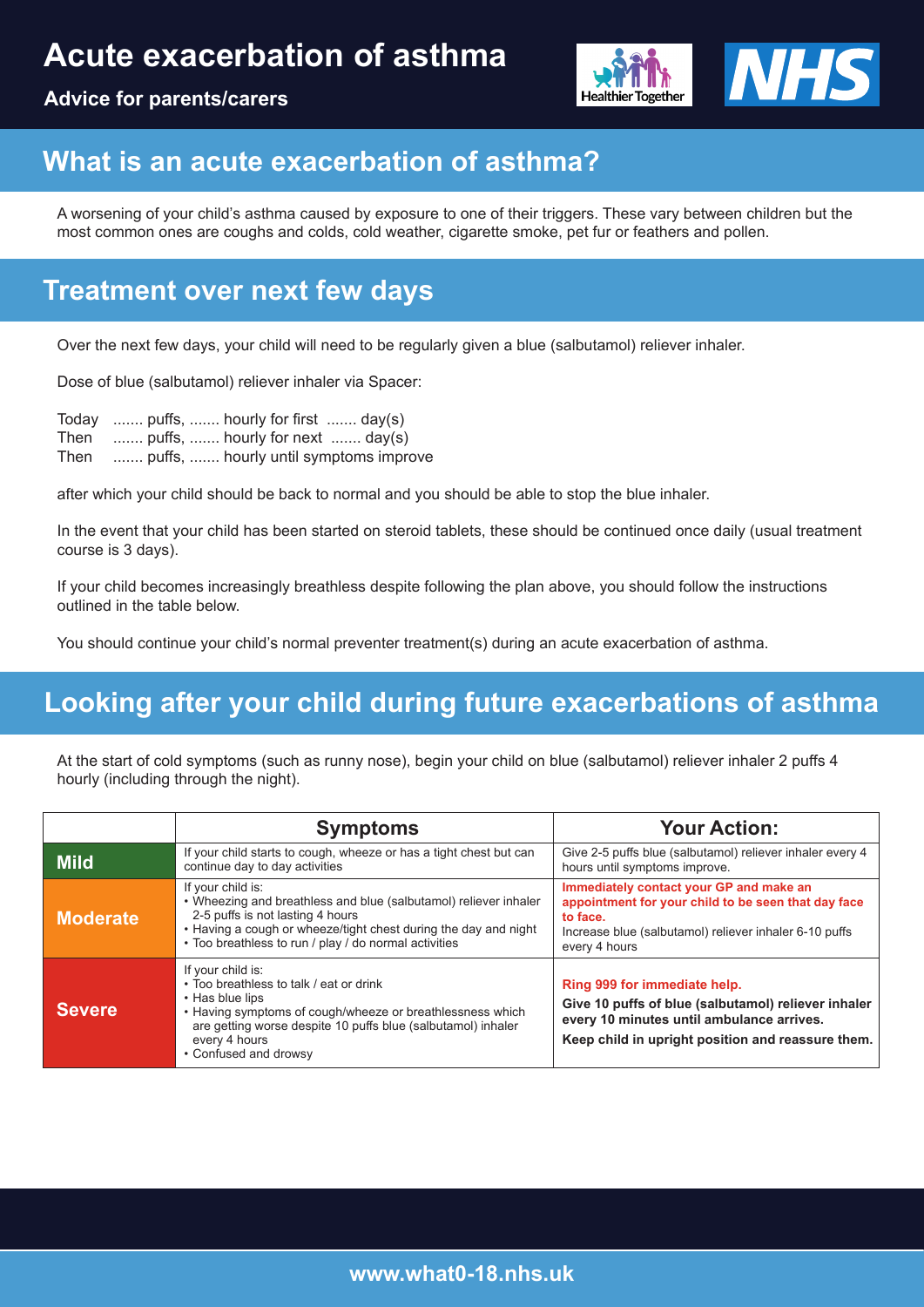# Acute exacerbation of asthma

**Advice for parents/carers**

## What is an acute exacerbation of asthma?

A worsening of your child's asthma caused by exposure to one of their triggers. These vary between children but the most common ones are coughs and colds, cold weather, cigarette smoke, pet fur or feathers and pollen.

## Treatment over next few days

Over the next few days, your child will need to be regularly given a blue (salbutamol) reliever inhaler.

Dose of blue (salbutamol) reliever inhaler via Spacer:

Today ....... puffs, ....... hourly for first ....... day(s)
Then ....... puffs, ....... hourly for next ....... day(s)
Then ....... puffs, ....... hourly until symptoms improve

after which your child should be back to normal and you should be able to stop the blue inhaler.

In the event that your child has been started on steroid tablets, these should be continued once daily (usual treatment course is 3 days).

If your child becomes increasingly breathless despite following the plan above, you should follow the instructions outlined in the table below.

You should continue your child's normal preventer treatment(s) during an acute exacerbation of asthma.

## Looking after your child during future exacerbations of asthma

At the start of cold symptoms (such as runny nose), begin your child on blue (salbutamol) reliever inhaler 2 puffs 4 hourly (including through the night).

| | Symptoms | Your Action: |
|---|---|---|
| **Mild** | If your child starts to cough, wheeze or has a tight chest but can continue day to day activities | Give 2-5 puffs blue (salbutamol) reliever inhaler every 4 hours until symptoms improve. |
| **Moderate** | If your child is:<br>• Wheezing and breathless and blue (salbutamol) reliever inhaler 2-5 puffs is not lasting 4 hours<br>• Having a cough or wheeze/tight chest during the day and night<br>• Too breathless to run / play / do normal activities | **Immediately contact your GP and make an appointment for your child to be seen that day face to face.**<br>Increase blue (salbutamol) reliever inhaler 6-10 puffs every 4 hours |
| **Severe** | If your child is:<br>• Too breathless to talk / eat or drink<br>• Has blue lips<br>• Having symptoms of cough/wheeze or breathlessness which are getting worse despite 10 puffs blue (salbutamol) inhaler every 4 hours<br>• Confused and drowsy | **Ring 999 for immediate help.**<br>**Give 10 puffs of blue (salbutamol) reliever inhaler every 10 minutes until ambulance arrives.**<br>**Keep child in upright position and reassure them.** |

www.what0-18.nhs.uk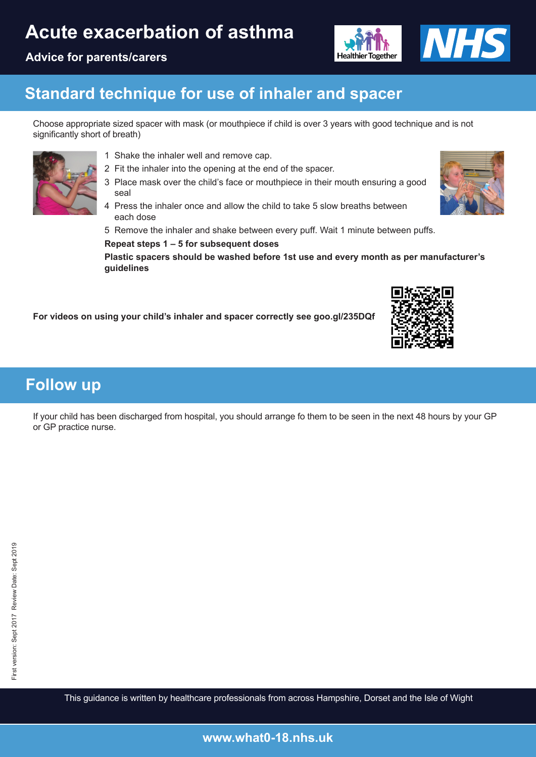# Acute exacerbation of asthma

**Advice for parents/carers**

## Standard technique for use of inhaler and spacer

Choose appropriate sized spacer with mask (or mouthpiece if child is over 3 years with good technique and is not significantly short of breath)

1. Shake the inhaler well and remove cap.
2. Fit the inhaler into the opening at the end of the spacer.
3. Place mask over the child's face or mouthpiece in their mouth ensuring a good seal
4. Press the inhaler once and allow the child to take 5 slow breaths between each dose
5. Remove the inhaler and shake between every puff. Wait 1 minute between puffs.

**Repeat steps 1 – 5 for subsequent doses**

**Plastic spacers should be washed before 1st use and every month as per manufacturer's guidelines**

**For videos on using your child's inhaler and spacer correctly see goo.gl/235DQf**

## Follow up

If your child has been discharged from hospital, you should arrange fo them to be seen in the next 48 hours by your GP or GP practice nurse.

First version: Sept 2017 Review Date: Sept 2019

This guidance is written by healthcare professionals from across Hampshire, Dorset and the Isle of Wight

**www.what0-18.nhs.uk**